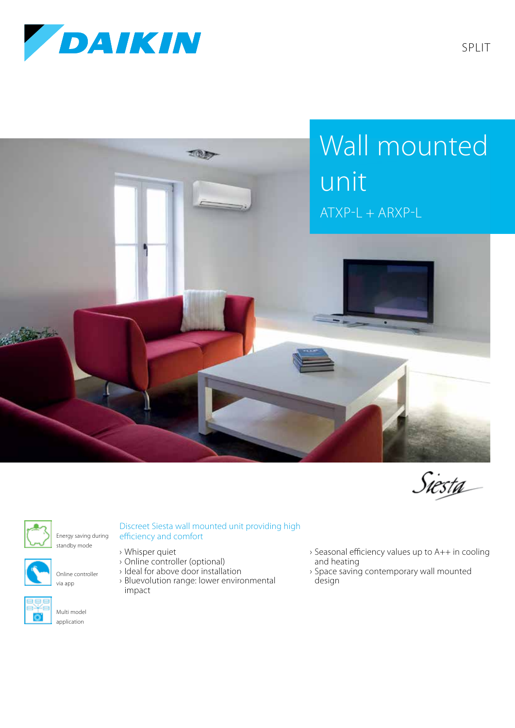SPLIT

# Wall mounted unit

ATXP-L + ARXP-L

Siesta

Energy saving during standby mode

Online controller via app

Multi model application

## Discreet Siesta wall mounted unit providing high efficiency and comfort

- › Whisper quiet
- › Online controller (optional)
- › Ideal for above door installation
- › Bluevolution range: lower environmental impact
- › Seasonal efficiency values up to A++ in cooling and heating
- › Space saving contemporary wall mounted design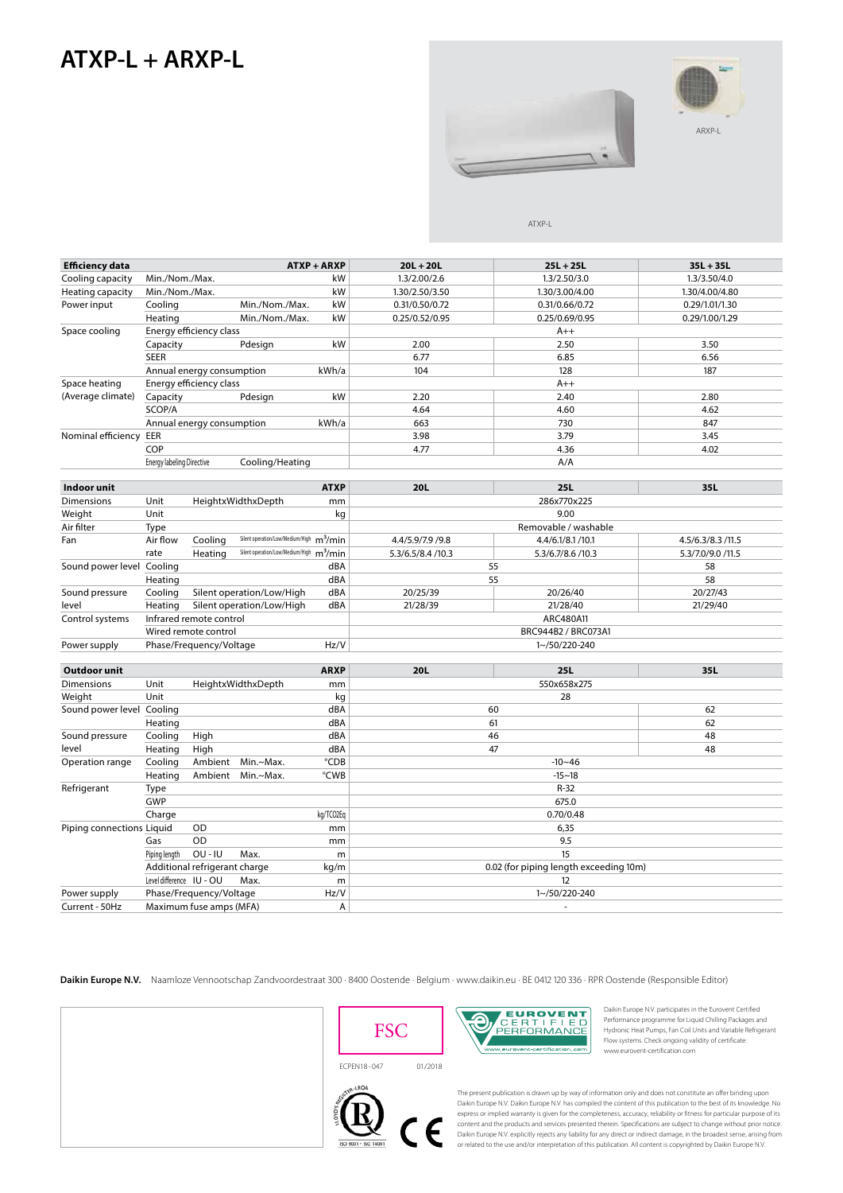# ATXP-L + ARXP-L

ARXP-L

ATXP-L

| Efficiency data | | | ATXP + ARXP | 20L + 20L | 25L + 25L | 35L + 35L |
|---|---|---|---|---|---|---|
| Cooling capacity | Min./Nom./Max. | | kW | 1.3/2.00/2.6 | 1.3/2.50/3.0 | 1.3/3.50/4.0 |
| Heating capacity | Min./Nom./Max. | | kW | 1.30/2.50/3.50 | 1.30/3.00/4.00 | 1.30/4.00/4.80 |
| Power input | Cooling | Min./Nom./Max. | kW | 0.31/0.50/0.72 | 0.31/0.66/0.72 | 0.29/1.01/1.30 |
| | Heating | Min./Nom./Max. | kW | 0.25/0.52/0.95 | 0.25/0.69/0.95 | 0.29/1.00/1.29 |
| Space cooling | Energy efficiency class | | | A++ | | |
| | Capacity | Pdesign | kW | 2.00 | 2.50 | 3.50 |
| | SEER | | | 6.77 | 6.85 | 6.56 |
| | Annual energy consumption | | kWh/a | 104 | 128 | 187 |
| Space heating (Average climate) | Energy efficiency class | | | A++ | | |
| | Capacity | Pdesign | kW | 2.20 | 2.40 | 2.80 |
| | SCOP/A | | | 4.64 | 4.60 | 4.62 |
| | Annual energy consumption | | kWh/a | 663 | 730 | 847 |
| Nominal efficiency | EER | | | 3.98 | 3.79 | 3.45 |
| | COP | | | 4.77 | 4.36 | 4.02 |
| | Energy labeling Directive | Cooling/Heating | | A/A | | |

| Indoor unit | | | | ATXP | 20L | 25L | 35L |
|---|---|---|---|---|---|---|---|
| Dimensions | Unit | HeightxWidthxDepth | | mm | 286x770x225 | | |
| Weight | Unit | | | kg | 9.00 | | |
| Air filter | Type | | | | Removable / washable | | |
| Fan | Air flow rate | Cooling | Silent operation/Low/Medium/High | $m^3$/min | 4.4/5.9/7.9 /9.8 | 4.4/6.1/8.1 /10.1 | 4.5/6.3/8.3 /11.5 |
| | | Heating | Silent operation/Low/Medium/High | $m^3$/min | 5.3/6.5/8.4 /10.3 | 5.3/6.7/8.6 /10.3 | 5.3/7.0/9.0 /11.5 |
| Sound power level | Cooling | | | dBA | 55 | 55 | 58 |
| | Heating | | | dBA | 55 | 55 | 58 |
| Sound pressure level | Cooling | Silent operation/Low/High | | dBA | 20/25/39 | 20/26/40 | 20/27/43 |
| | Heating | Silent operation/Low/High | | dBA | 21/28/39 | 21/28/40 | 21/29/40 |
| Control systems | Infrared remote control | | | | ARC480A11 | | |
| | Wired remote control | | | | BRC944B2 / BRC073A1 | | |
| Power supply | Phase/Frequency/Voltage | | | Hz/V | 1~/50/220-240 | | |

| Outdoor unit | | | | ARXP | 20L | 25L | 35L |
|---|---|---|---|---|---|---|---|
| Dimensions | Unit | HeightxWidthxDepth | | mm | 550x658x275 | | |
| Weight | Unit | | | kg | 28 | | |
| Sound power level | Cooling | | | dBA | 60 | 60 | 62 |
| | Heating | | | dBA | 61 | 61 | 62 |
| Sound pressure level | Cooling | High | | dBA | 46 | 46 | 48 |
| | Heating | High | | dBA | 47 | 47 | 48 |
| Operation range | Cooling | Ambient | Min.~Max. | °CDB | -10~46 | | |
| | Heating | Ambient | Min.~Max. | °CWB | -15~18 | | |
| Refrigerant | Type | | | | R-32 | | |
| | GWP | | | | 675.0 | | |
| | Charge | | | kg/TCO2Eq | 0.70/0.48 | | |
| Piping connections | Liquid | OD | | mm | 6,35 | | |
| | Gas | OD | | mm | 9.5 | | |
| | Piping length | OU - IU | Max. | m | 15 | | |
| | Additional refrigerant charge | | | kg/m | 0.02 (for piping length exceeding 10m) | | |
| | Level difference | IU - OU | Max. | m | 12 | | |
| Power supply | Phase/Frequency/Voltage | | | Hz/V | 1~/50/220-240 | | |
| Current - 50Hz | Maximum fuse amps (MFA) | | | A | - | | |

**Daikin Europe N.V.** Naamloze Vennootschap Zandvoordestraat 300 · 8400 Oostende · Belgium · www.daikin.eu · BE 0412 120 336 · RPR Oostende (Responsible Editor)

FSC

ECPEN18-047 01/2018

EUROVENT CERTIFIED PERFORMANCE www.eurovent-certification.com

Daikin Europe N.V. participates in the Eurovent Certified Performance programme for Liquid Chilling Packages and Hydronic Heat Pumps, Fan Coil Units and Variable Refrigerant Flow systems. Check ongoing validity of certificate: www.eurovent-certification.com

LLOYD'S REGISTER LRQA ISO 9001 · ISO 14001

CE

The present publication is drawn up by way of information only and does not constitute an offer binding upon Daikin Europe N.V. Daikin Europe N.V. has compiled the content of this publication to the best of its knowledge. No express or implied warranty is given for the completeness, accuracy, reliability or fitness for particular purpose of its content and the products and services presented therein. Specifications are subject to change without prior notice. Daikin Europe N.V. explicitly rejects any liability for any direct or indirect damage, in the broadest sense, arising from or related to the use and/or interpretation of this publication. All content is copyrighted by Daikin Europe N.V.